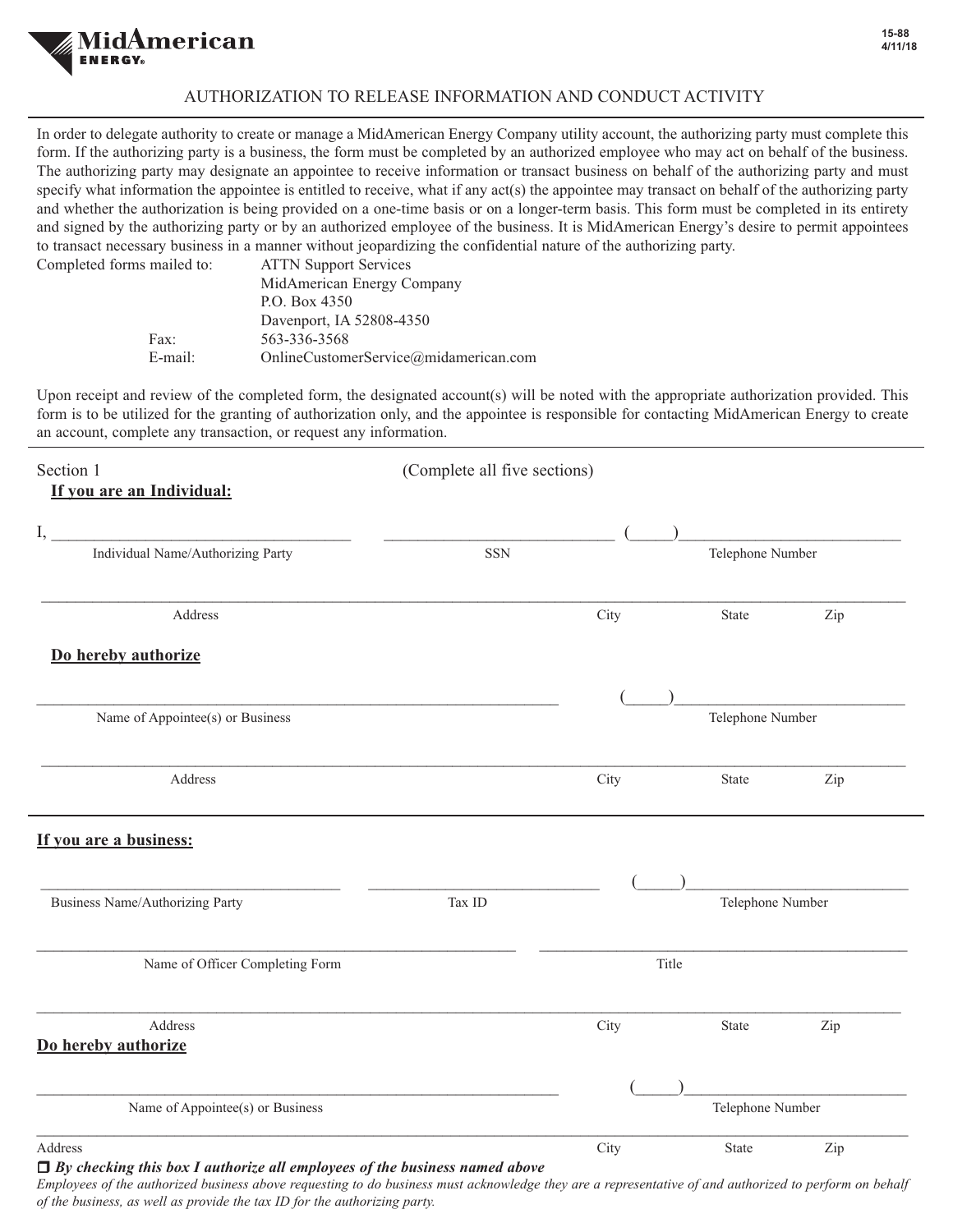MidAmerican ENERGY

15-88
4/11/18

# AUTHORIZATION TO RELEASE INFORMATION AND CONDUCT ACTIVITY

In order to delegate authority to create or manage a MidAmerican Energy Company utility account, the authorizing party must complete this form. If the authorizing party is a business, the form must be completed by an authorized employee who may act on behalf of the business. The authorizing party may designate an appointee to receive information or transact business on behalf of the authorizing party and must specify what information the appointee is entitled to receive, what if any act(s) the appointee may transact on behalf of the authorizing party and whether the authorization is being provided on a one-time basis or on a longer-term basis. This form must be completed in its entirety and signed by the authorizing party or by an authorized employee of the business. It is MidAmerican Energy's desire to permit appointees to transact necessary business in a manner without jeopardizing the confidential nature of the authorizing party.

Completed forms mailed to:
ATTN Support Services
MidAmerican Energy Company
P.O. Box 4350
Davenport, IA 52808-4350

Fax: 563-336-3568
E-mail: OnlineCustomerService@midamerican.com

Upon receipt and review of the completed form, the designated account(s) will be noted with the appropriate authorization provided. This form is to be utilized for the granting of authorization only, and the appointee is responsible for contacting MidAmerican Energy to create an account, complete any transaction, or request any information.

---

Section 1 (Complete all five sections)

**If you are an Individual:**

I, ______________________ ______________________ (_____)______________________
Individual Name/Authorizing Party — SSN — Telephone Number

______________________________________________________________________
Address — City — State — Zip

**Do hereby authorize**

______________________________________ (_____)______________________
Name of Appointee(s) or Business — Telephone Number

______________________________________________________________________
Address — City — State — Zip

---

**If you are a business:**

______________________ ______________________ (_____)______________________
Business Name/Authorizing Party — Tax ID — Telephone Number

______________________________________ ______________________________
Name of Officer Completing Form — Title

______________________________________________________________________
Address — City — State — Zip

**Do hereby authorize**

______________________________________ (_____)______________________
Name of Appointee(s) or Business — Telephone Number

______________________________________________________________________
Address — City — State — Zip

☐ ***By checking this box I authorize all employees of the business named above***

*Employees of the authorized business above requesting to do business must acknowledge they are a representative of and authorized to perform on behalf of the business, as well as provide the tax ID for the authorizing party.*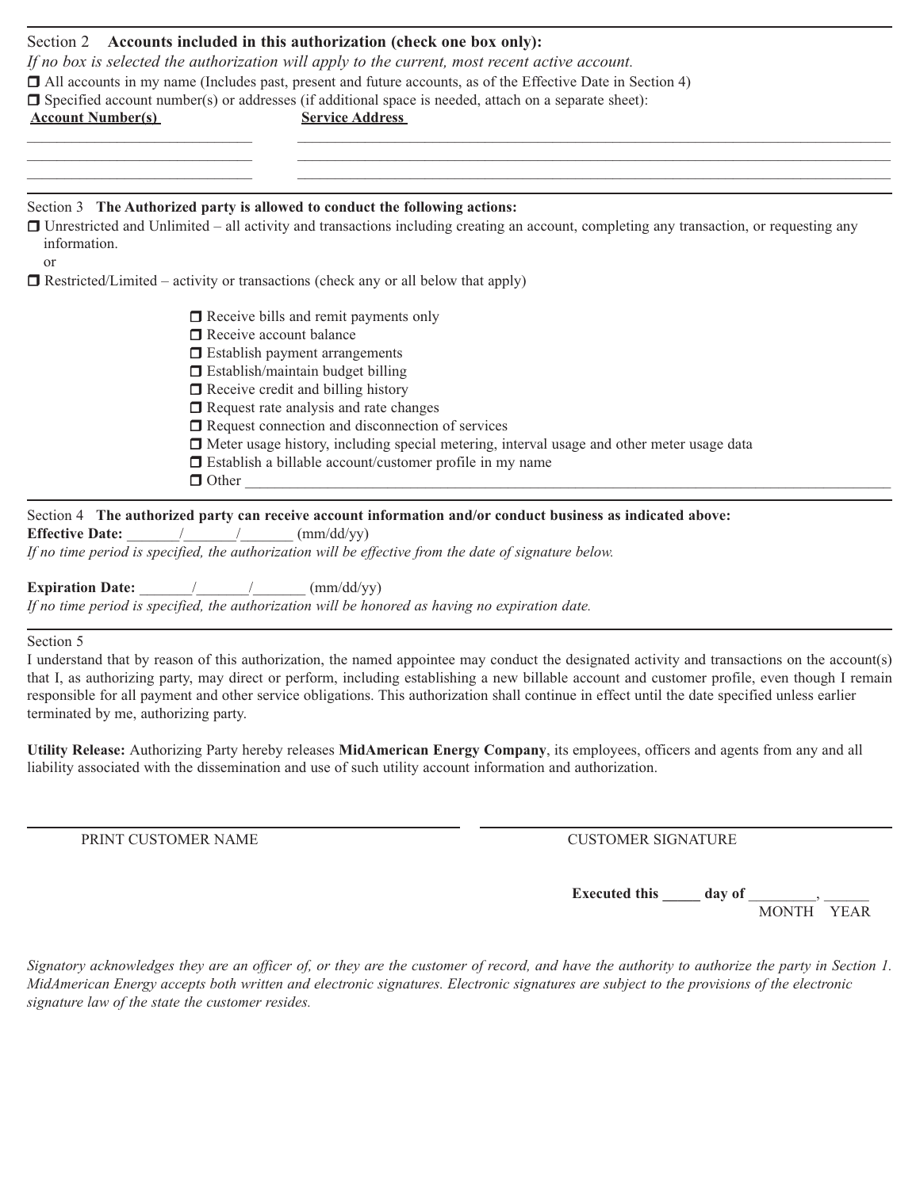Section 2 **Accounts included in this authorization (check one box only):**

*If no box is selected the authorization will apply to the current, most recent active account.*

☐ All accounts in my name (Includes past, present and future accounts, as of the Effective Date in Section 4)

☐ Specified account number(s) or addresses (if additional space is needed, attach on a separate sheet):

| **Account Number(s)** | **Service Address** |
|---|---|
| ____________________________ | ________________________________________________________________________ |
| ____________________________ | ________________________________________________________________________ |
| ____________________________ | ________________________________________________________________________ |

Section 3 **The Authorized party is allowed to conduct the following actions:**

☐ Unrestricted and Unlimited – all activity and transactions including creating an account, completing any transaction, or requesting any information.

or

☐ Restricted/Limited – activity or transactions (check any or all below that apply)

- ☐ Receive bills and remit payments only
- ☐ Receive account balance
- ☐ Establish payment arrangements
- ☐ Establish/maintain budget billing
- ☐ Receive credit and billing history
- ☐ Request rate analysis and rate changes
- ☐ Request connection and disconnection of services
- ☐ Meter usage history, including special metering, interval usage and other meter usage data
- ☐ Establish a billable account/customer profile in my name
- ☐ Other ______________________________________________________________________

Section 4 **The authorized party can receive account information and/or conduct business as indicated above:**

**Effective Date:** _______/_______/_______ (mm/dd/yy)

*If no time period is specified, the authorization will be effective from the date of signature below.*

**Expiration Date:** _______/_______/_______ (mm/dd/yy)

*If no time period is specified, the authorization will be honored as having no expiration date.*

Section 5

I understand that by reason of this authorization, the named appointee may conduct the designated activity and transactions on the account(s) that I, as authorizing party, may direct or perform, including establishing a new billable account and customer profile, even though I remain responsible for all payment and other service obligations. This authorization shall continue in effect until the date specified unless earlier terminated by me, authorizing party.

**Utility Release:** Authorizing Party hereby releases **MidAmerican Energy Company**, its employees, officers and agents from any and all liability associated with the dissemination and use of such utility account information and authorization.

_______________________________________ _______________________________________

PRINT CUSTOMER NAME CUSTOMER SIGNATURE

**Executed this _____ day of** _________, ______
MONTH YEAR

*Signatory acknowledges they are an officer of, or they are the customer of record, and have the authority to authorize the party in Section 1. MidAmerican Energy accepts both written and electronic signatures. Electronic signatures are subject to the provisions of the electronic signature law of the state the customer resides.*